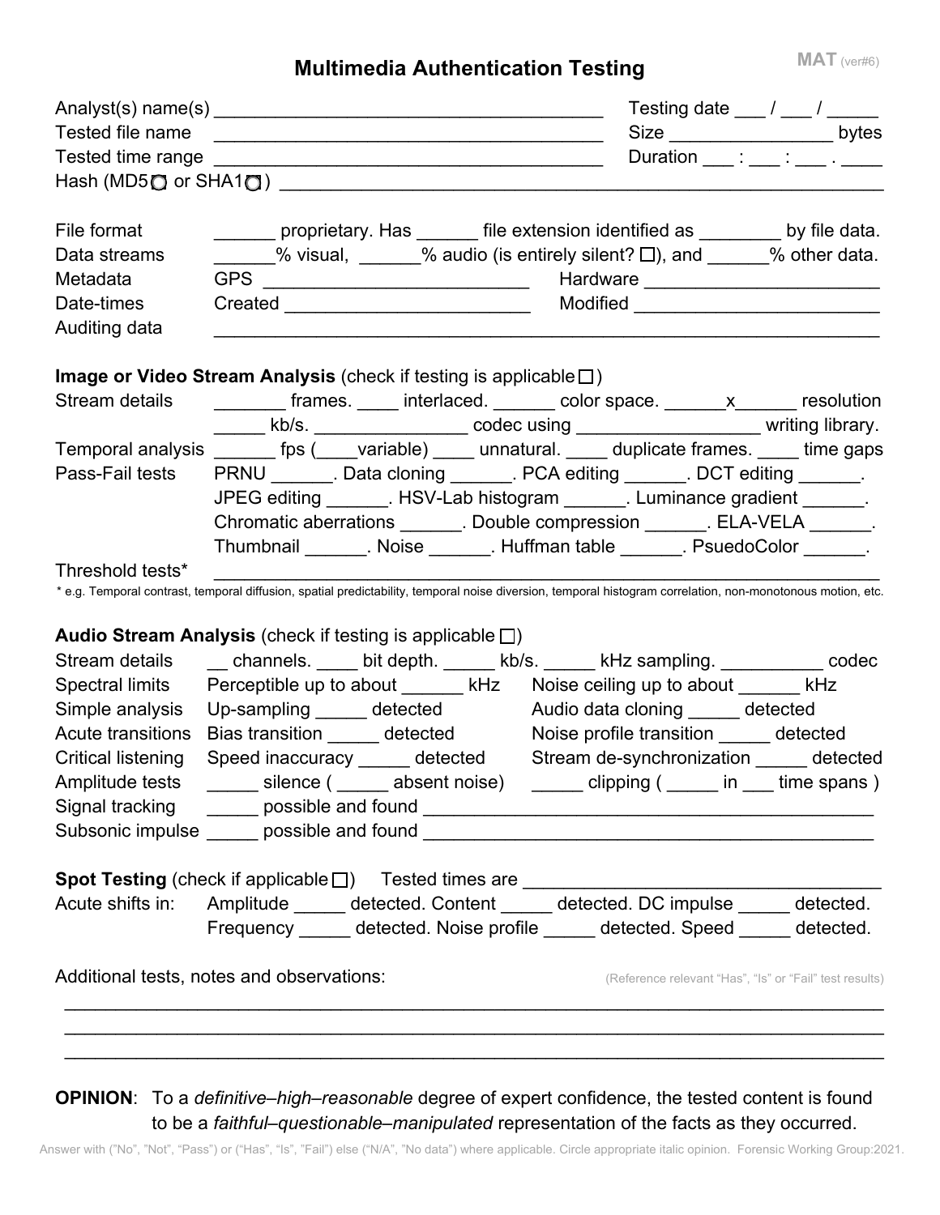# Multimedia Authentication Testing

**MAT** (ver#6)

Analyst(s) name(s) ______________________________________ Testing date ___ / ___ / _____
Tested file name ______________________________________ Size ________________ bytes
Tested time range ______________________________________ Duration ___ : ___ : ___ . ____
Hash (MD5 ◯ or SHA1 ◯ ) ____________________________________________________________

File format ______ proprietary. Has ______ file extension identified as ________ by file data.
Data streams ______% visual, ______% audio (is entirely silent? ☐), and ______% other data.
Metadata GPS __________________________ Hardware _______________________
Date-times Created ________________________ Modified ________________________
Auditing data ______________________________________________________________

**Image or Video Stream Analysis** (check if testing is applicable ☐)

Stream details _______ frames. ____ interlaced. ______ color space. ______x______ resolution
_____ kb/s. _______________ codec using __________________ writing library.
Temporal analysis ______ fps (____variable) ____ unnatural. ____ duplicate frames. ____ time gaps
Pass-Fail tests PRNU ______. Data cloning ______. PCA editing ______. DCT editing ______.
JPEG editing ______. HSV-Lab histogram ______. Luminance gradient ______.
Chromatic aberrations ______. Double compression ______. ELA-VELA ______.
Thumbnail ______. Noise ______. Huffman table ______. PsuedoColor ______.
Threshold tests* ______________________________________________________________

\* e.g. Temporal contrast, temporal diffusion, spatial predictability, temporal noise diversion, temporal histogram correlation, non-monotonous motion, etc.

**Audio Stream Analysis** (check if testing is applicable ☐)

Stream details __ channels. ____ bit depth. _____ kb/s. _____ kHz sampling. __________ codec
Spectral limits Perceptible up to about ______ kHz Noise ceiling up to about ______ kHz
Simple analysis Up-sampling _____ detected Audio data cloning _____ detected
Acute transitions Bias transition _____ detected Noise profile transition _____ detected
Critical listening Speed inaccuracy _____ detected Stream de-synchronization _____ detected
Amplitude tests _____ silence ( _____ absent noise) _____ clipping ( _____ in ___ time spans )
Signal tracking _____ possible and found ____________________________________________
Subsonic impulse _____ possible and found ____________________________________________

**Spot Testing** (check if applicable ☐) Tested times are __________________________________

Acute shifts in: Amplitude _____ detected. Content _____ detected. DC impulse _____ detected.
Frequency _____ detected. Noise profile _____ detected. Speed _____ detected.

Additional tests, notes and observations: (Reference relevant "Has", "Is" or "Fail" test results)

________________________________________________________________________________
________________________________________________________________________________
________________________________________________________________________________

**OPINION**: To a *definitive–high–reasonable* degree of expert confidence, the tested content is found to be a *faithful–questionable–manipulated* representation of the facts as they occurred.

Answer with ("No", "Not", "Pass") or ("Has", "Is", "Fail") else ("N/A", "No data") where applicable. Circle appropriate italic opinion. Forensic Working Group:2021.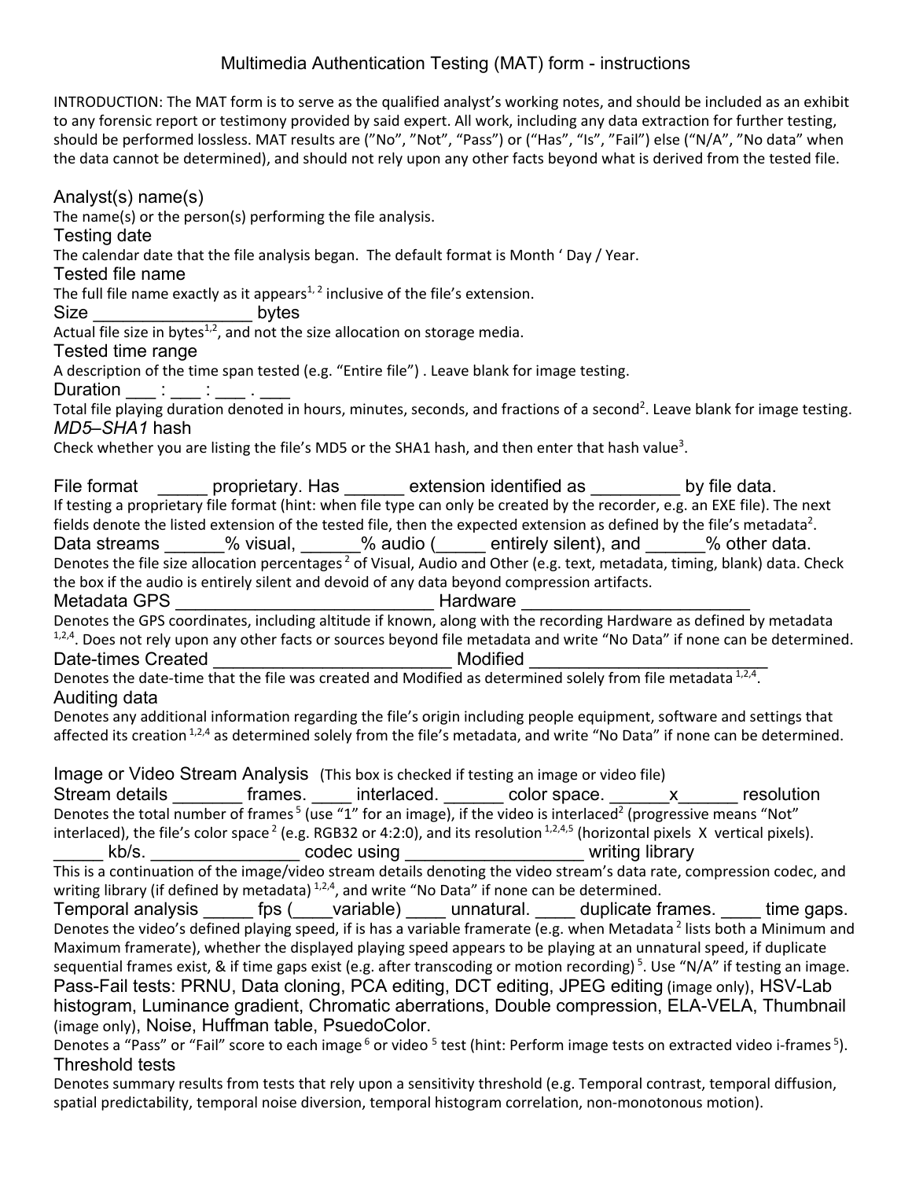# Multimedia Authentication Testing (MAT) form - instructions

INTRODUCTION: The MAT form is to serve as the qualified analyst's working notes, and should be included as an exhibit to any forensic report or testimony provided by said expert. All work, including any data extraction for further testing, should be performed lossless. MAT results are ("No", "Not", "Pass") or ("Has", "Is", "Fail") else ("N/A", "No data" when the data cannot be determined), and should not rely upon any other facts beyond what is derived from the tested file.

### Analyst(s) name(s)
The name(s) or the person(s) performing the file analysis.

### Testing date
The calendar date that the file analysis began. The default format is Month ' Day / Year.

### Tested file name
The full file name exactly as it appears[1, 2] inclusive of the file's extension.

### Size ________________ bytes
Actual file size in bytes[1,2], and not the size allocation on storage media.

### Tested time range
A description of the time span tested (e.g. "Entire file") . Leave blank for image testing.

### Duration ___ : ___ : ___ . ___
Total file playing duration denoted in hours, minutes, seconds, and fractions of a second[2]. Leave blank for image testing.

### *MD5–SHA1* hash
Check whether you are listing the file's MD5 or the SHA1 hash, and then enter that hash value[3].

### File format _____ proprietary. Has ______ extension identified as _________ by file data.
If testing a proprietary file format (hint: when file type can only be created by the recorder, e.g. an EXE file). The next fields denote the listed extension of the tested file, then the expected extension as defined by the file's metadata[2].

### Data streams ______% visual, ______% audio (_____ entirely silent), and ______% other data.
Denotes the file size allocation percentages[2] of Visual, Audio and Other (e.g. text, metadata, timing, blank) data. Check the box if the audio is entirely silent and devoid of any data beyond compression artifacts.

### Metadata GPS ___________________________ Hardware ________________________
Denotes the GPS coordinates, including altitude if known, along with the recording Hardware as defined by metadata[1,2,4]. Does not rely upon any other facts or sources beyond file metadata and write "No Data" if none can be determined.

### Date-times Created ________________________ Modified ________________________
Denotes the date-time that the file was created and Modified as determined solely from file metadata[1,2,4].

### Auditing data
Denotes any additional information regarding the file's origin including people equipment, software and settings that affected its creation[1,2,4] as determined solely from the file's metadata, and write "No Data" if none can be determined.

### Image or Video Stream Analysis (This box is checked if testing an image or video file)

### Stream details _______ frames. ____ interlaced. ______ color space. ______x______ resolution
Denotes the total number of frames[5] (use "1" for an image), if the video is interlaced[2] (progressive means "Not" interlaced), the file's color space[2] (e.g. RGB32 or 4:2:0), and its resolution[1,2,4,5] (horizontal pixels X vertical pixels).

### _____ kb/s. _______________ codec using __________________ writing library
This is a continuation of the image/video stream details denoting the video stream's data rate, compression codec, and writing library (if defined by metadata)[1,2,4], and write "No Data" if none can be determined.

### Temporal analysis _____ fps (____variable) ____ unnatural. ____ duplicate frames. ____ time gaps.
Denotes the video's defined playing speed, if is has a variable framerate (e.g. when Metadata[2] lists both a Minimum and Maximum framerate), whether the displayed playing speed appears to be playing at an unnatural speed, if duplicate sequential frames exist, & if time gaps exist (e.g. after transcoding or motion recording)[5]. Use "N/A" if testing an image.

### Pass-Fail tests: PRNU, Data cloning, PCA editing, DCT editing, JPEG editing (image only), HSV-Lab histogram, Luminance gradient, Chromatic aberrations, Double compression, ELA-VELA, Thumbnail (image only), Noise, Huffman table, PsuedoColor.
Denotes a "Pass" or "Fail" score to each image[6] or video[5] test (hint: Perform image tests on extracted video i-frames[5]).

### Threshold tests
Denotes summary results from tests that rely upon a sensitivity threshold (e.g. Temporal contrast, temporal diffusion, spatial predictability, temporal noise diversion, temporal histogram correlation, non-monotonous motion).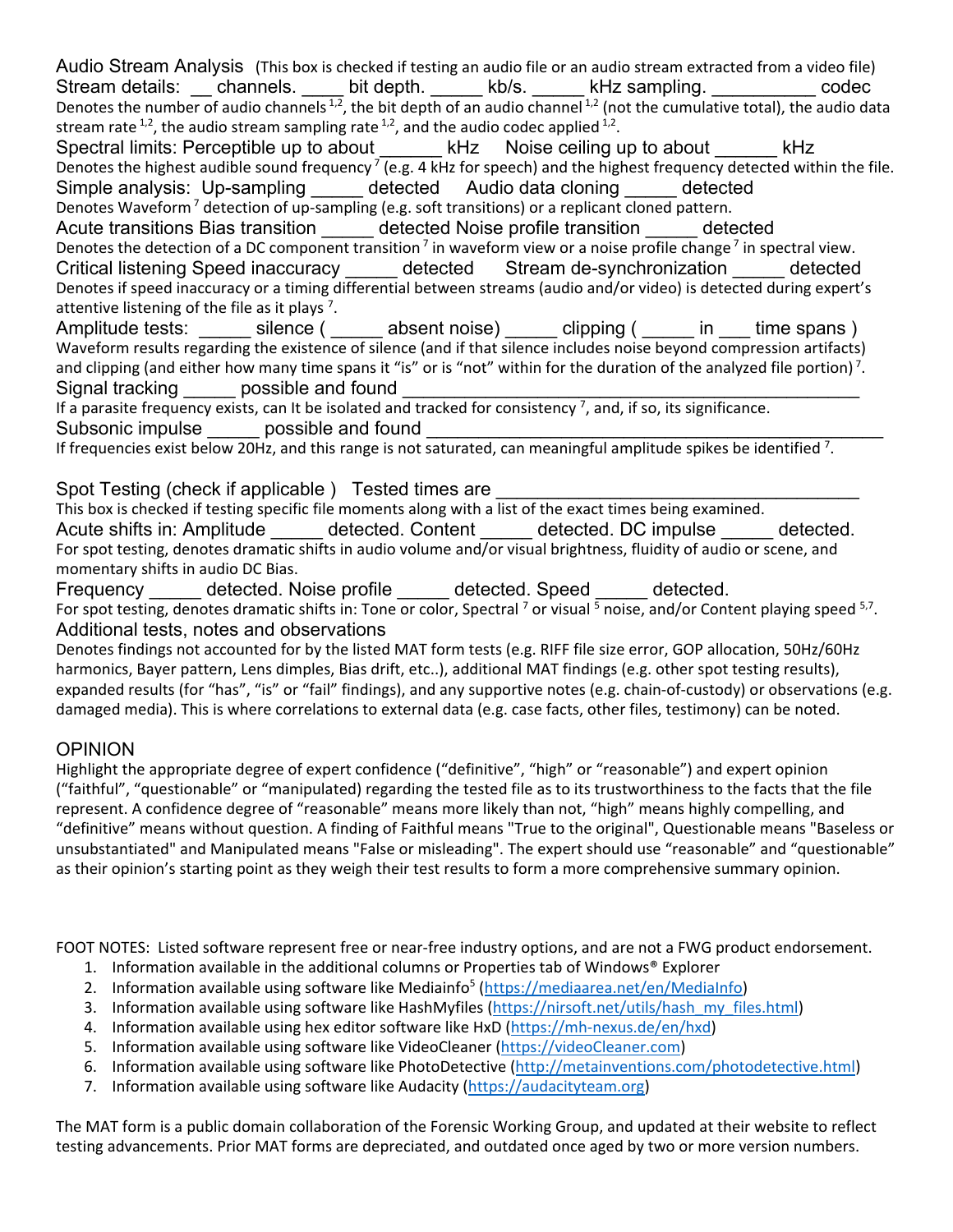Audio Stream Analysis (This box is checked if testing an audio file or an audio stream extracted from a video file)

Stream details: __ channels. ____ bit depth. _____ kb/s. _____ kHz sampling. __________ codec

Denotes the number of audio channels [1,2], the bit depth of an audio channel [1,2] (not the cumulative total), the audio data stream rate [1,2], the audio stream sampling rate [1,2], and the audio codec applied [1,2].

Spectral limits: Perceptible up to about ______ kHz Noise ceiling up to about ______ kHz

Denotes the highest audible sound frequency [7] (e.g. 4 kHz for speech) and the highest frequency detected within the file.

Simple analysis: Up-sampling _____ detected Audio data cloning _____ detected

Denotes Waveform [7] detection of up-sampling (e.g. soft transitions) or a replicant cloned pattern.

Acute transitions Bias transition _____ detected Noise profile transition _____ detected

Denotes the detection of a DC component transition [7] in waveform view or a noise profile change [7] in spectral view.

Critical listening Speed inaccuracy _____ detected Stream de-synchronization _____ detected

Denotes if speed inaccuracy or a timing differential between streams (audio and/or video) is detected during expert's attentive listening of the file as it plays [7].

Amplitude tests: _____ silence ( _____ absent noise) _____ clipping ( _____ in ___ time spans )

Waveform results regarding the existence of silence (and if that silence includes noise beyond compression artifacts) and clipping (and either how many time spans it "is" or is "not" within for the duration of the analyzed file portion) [7].

Signal tracking _____ possible and found _____________________________________________

If a parasite frequency exists, can It be isolated and tracked for consistency [7], and, if so, its significance.

Subsonic impulse _____ possible and found _____________________________________________

If frequencies exist below 20Hz, and this range is not saturated, can meaningful amplitude spikes be identified [7].

Spot Testing (check if applicable ) Tested times are ___________________________________

This box is checked if testing specific file moments along with a list of the exact times being examined.

Acute shifts in: Amplitude _____ detected. Content _____ detected. DC impulse _____ detected.

For spot testing, denotes dramatic shifts in audio volume and/or visual brightness, fluidity of audio or scene, and momentary shifts in audio DC Bias.

Frequency _____ detected. Noise profile _____ detected. Speed _____ detected.

For spot testing, denotes dramatic shifts in: Tone or color, Spectral [7] or visual [5] noise, and/or Content playing speed [5,7].

Additional tests, notes and observations

Denotes findings not accounted for by the listed MAT form tests (e.g. RIFF file size error, GOP allocation, 50Hz/60Hz harmonics, Bayer pattern, Lens dimples, Bias drift, etc..), additional MAT findings (e.g. other spot testing results), expanded results (for "has", "is" or "fail" findings), and any supportive notes (e.g. chain-of-custody) or observations (e.g. damaged media). This is where correlations to external data (e.g. case facts, other files, testimony) can be noted.

OPINION

Highlight the appropriate degree of expert confidence ("definitive", "high" or "reasonable") and expert opinion ("faithful", "questionable" or "manipulated") regarding the tested file as to its trustworthiness to the facts that the file represent. A confidence degree of "reasonable" means more likely than not, "high" means highly compelling, and "definitive" means without question. A finding of Faithful means "True to the original", Questionable means "Baseless or unsubstantiated" and Manipulated means "False or misleading". The expert should use "reasonable" and "questionable" as their opinion's starting point as they weigh their test results to form a more comprehensive summary opinion.

FOOT NOTES: Listed software represent free or near-free industry options, and are not a FWG product endorsement.

1. Information available in the additional columns or Properties tab of Windows® Explorer
2. Information available using software like Mediainfo[5] (https://mediaarea.net/en/MediaInfo)
3. Information available using software like HashMyfiles (https://nirsoft.net/utils/hash_my_files.html)
4. Information available using hex editor software like HxD (https://mh-nexus.de/en/hxd)
5. Information available using software like VideoCleaner (https://videoCleaner.com)
6. Information available using software like PhotoDetective (http://metainventions.com/photodetective.html)
7. Information available using software like Audacity (https://audacityteam.org)

The MAT form is a public domain collaboration of the Forensic Working Group, and updated at their website to reflect testing advancements. Prior MAT forms are depreciated, and outdated once aged by two or more version numbers.